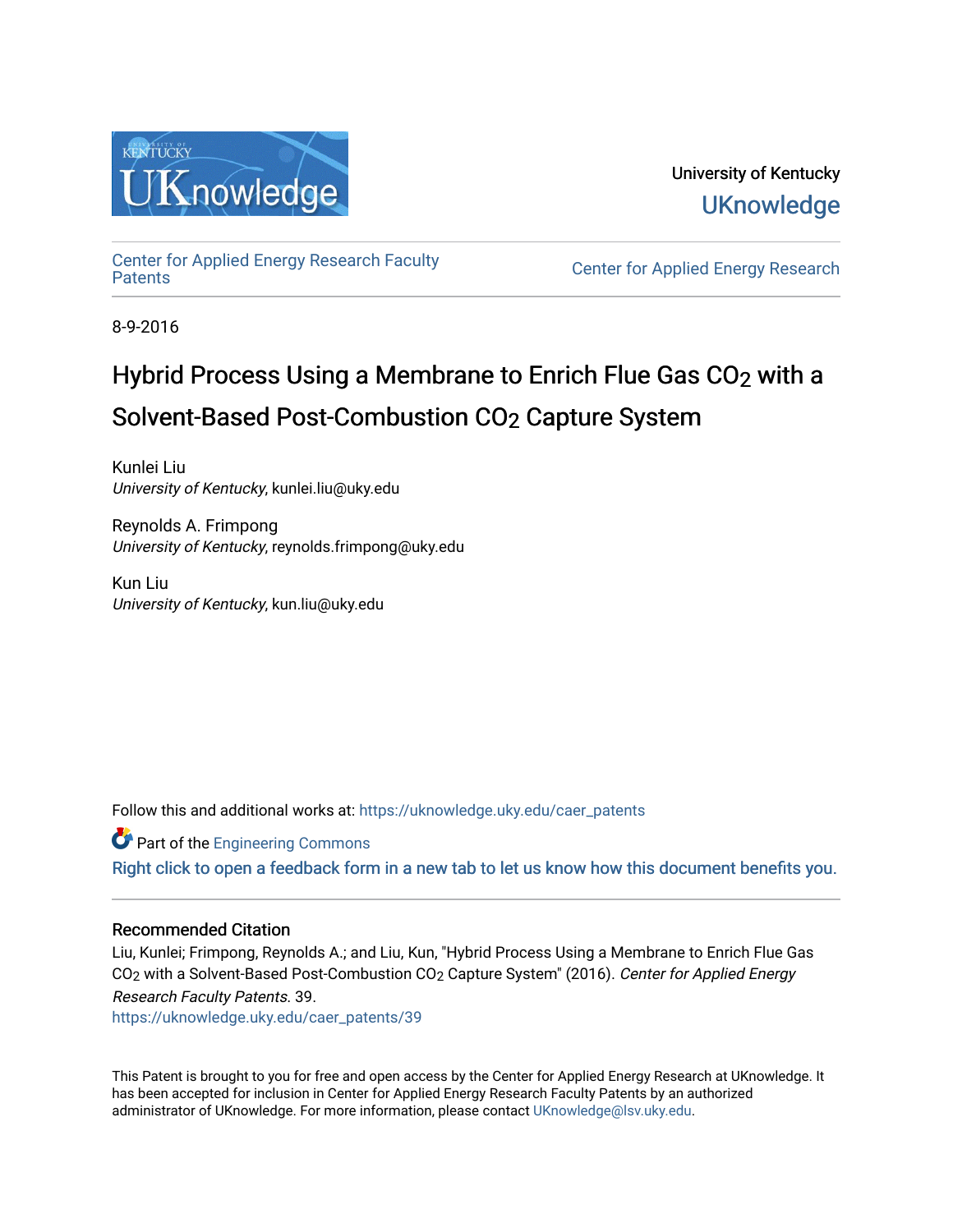University of Kentucky

UKnowledge

Center for Applied Energy Research Faculty Patents

Center for Applied Energy Research

8-9-2016

# Hybrid Process Using a Membrane to Enrich Flue Gas $CO_2$ with a Solvent-Based Post-Combustion $CO_2$ Capture System

Kunlei Liu
*University of Kentucky*, kunlei.liu@uky.edu

Reynolds A. Frimpong
*University of Kentucky*, reynolds.frimpong@uky.edu

Kun Liu
*University of Kentucky*, kun.liu@uky.edu

Follow this and additional works at: https://uknowledge.uky.edu/caer_patents

Part of the Engineering Commons

Right click to open a feedback form in a new tab to let us know how this document benefits you.

## Recommended Citation

Liu, Kunlei; Frimpong, Reynolds A.; and Liu, Kun, "Hybrid Process Using a Membrane to Enrich Flue Gas $CO_2$ with a Solvent-Based Post-Combustion $CO_2$ Capture System" (2016). *Center for Applied Energy Research Faculty Patents*. 39.
https://uknowledge.uky.edu/caer_patents/39

This Patent is brought to you for free and open access by the Center for Applied Energy Research at UKnowledge. It has been accepted for inclusion in Center for Applied Energy Research Faculty Patents by an authorized administrator of UKnowledge. For more information, please contact UKnowledge@lsv.uky.edu.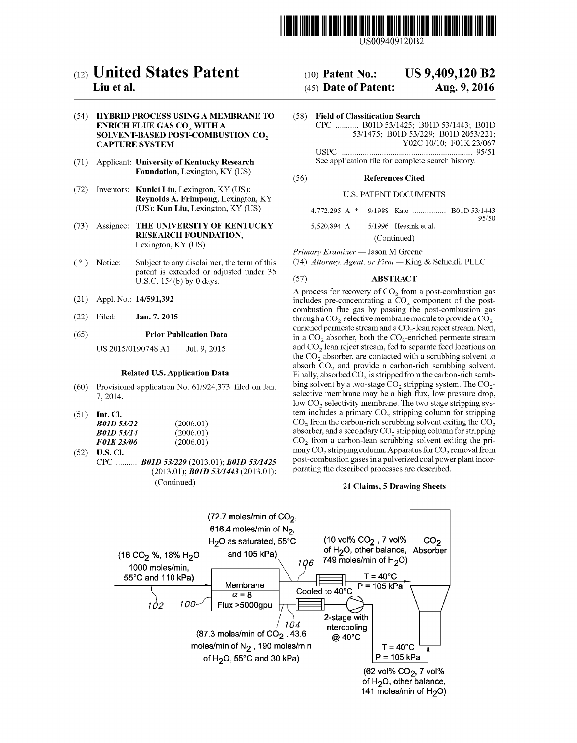# (12) United States Patent
## Liu et al.

(10) **Patent No.:** **US 9,409,120 B2**

(45) **Date of Patent:** **Aug. 9, 2016**

US009409120B2

(54) **HYBRID PROCESS USING A MEMBRANE TO ENRICH FLUE GAS $CO_2$ WITH A SOLVENT-BASED POST-COMBUSTION $CO_2$ CAPTURE SYSTEM**

(71) Applicant: **University of Kentucky Research Foundation**, Lexington, KY (US)

(72) Inventors: **Kunlei Liu**, Lexington, KY (US); **Reynolds A. Frimpong**, Lexington, KY (US); **Kun Liu**, Lexington, KY (US)

(73) Assignee: **THE UNIVERSITY OF KENTUCKY RESEARCH FOUNDATION**, Lexington, KY (US)

( * ) Notice: Subject to any disclaimer, the term of this patent is extended or adjusted under 35 U.S.C. 154(b) by 0 days.

(21) Appl. No.: **14/591,392**

(22) Filed: **Jan. 7, 2015**

(65) **Prior Publication Data**

US 2015/0190748 A1 Jul. 9, 2015

**Related U.S. Application Data**

(60) Provisional application No. 61/924,373, filed on Jan. 7, 2014.

(51) **Int. Cl.**

| | |
|---|---|
| ***B01D 53/22*** | (2006.01) |
| ***B01D 53/14*** | (2006.01) |
| ***F01K 23/06*** | (2006.01) |

(52) **U.S. Cl.**

CPC .......... ***B01D 53/229*** (2013.01); ***B01D 53/1425*** (2013.01); ***B01D 53/1443*** (2013.01);

(Continued)

(58) **Field of Classification Search**

CPC ........... B01D 53/1425; B01D 53/1443; B01D 53/1475; B01D 53/229; B01D 2053/221; Y02C 10/10; F01K 23/067

USPC ........................................................... 95/51

See application file for complete search history.

(56) **References Cited**

U.S. PATENT DOCUMENTS

4,772,295 A * 9/1988 Kato .................. B01D 53/1443 95/50

5,520,894 A 5/1996 Heesink et al.

(Continued)

*Primary Examiner* — Jason M Greene

(74) *Attorney, Agent, or Firm* — King & Schickli, PLLC

(57) **ABSTRACT**

A process for recovery of $CO_2$ from a post-combustion gas includes pre-concentrating a $CO_2$ component of the post-combustion flue gas by passing the post-combustion gas through a $CO_2$-selective membrane module to provide a $CO_2$-enriched permeate stream and a $CO_2$-lean reject stream. Next, in a $CO_2$ absorber, both the $CO_2$-enriched permeate stream and $CO_2$ lean reject stream, fed to separate feed locations on the $CO_2$ absorber, are contacted with a scrubbing solvent to absorb $CO_2$ and provide a carbon-rich scrubbing solvent. Finally, absorbed $CO_2$ is stripped from the carbon-rich scrubbing solvent by a two-stage $CO_2$ stripping system. The $CO_2$-selective membrane may be a high flux, low pressure drop, low $CO_2$ selectivity membrane. The two stage stripping system includes a primary $CO_2$ stripping column for stripping $CO_2$ from the carbon-rich scrubbing solvent exiting the $CO_2$ absorber, and a secondary $CO_2$ stripping column for stripping $CO_2$ from a carbon-lean scrubbing solvent exiting the primary $CO_2$ stripping column. Apparatus for $CO_2$ removal from post-combustion gases in a pulverized coal power plant incorporating the described processes are described.

**21 Claims, 5 Drawing Sheets**

(16 $CO_2$ %, 18% $H_2O$ 1000 moles/min, 55°C and 110 kPa)

102 100

Membrane
$\alpha = 8$
Flux >5000gpu

(72.7 moles/min of $CO_2$, 616.4 moles/min of $N_2$, $H_2O$ as saturated, 55°C and 105 kPa)

106

(10 vol% $CO_2$, 7 vol% of $H_2O$, other balance, 749 moles/min of $H_2O$)

Cooled to 40°C

T = 40°C
P = 105 kPa

$CO_2$ Absorber

104

(87.3 moles/min of $CO_2$, 43.6 moles/min of $N_2$, 190 moles/min of $H_2O$, 55°C and 30 kPa)

2-stage with intercooling @ 40°C

T = 40°C
P = 105 kPa

(62 vol% $CO_2$, 7 vol% of $H_2O$, other balance, 141 moles/min of $H_2O$)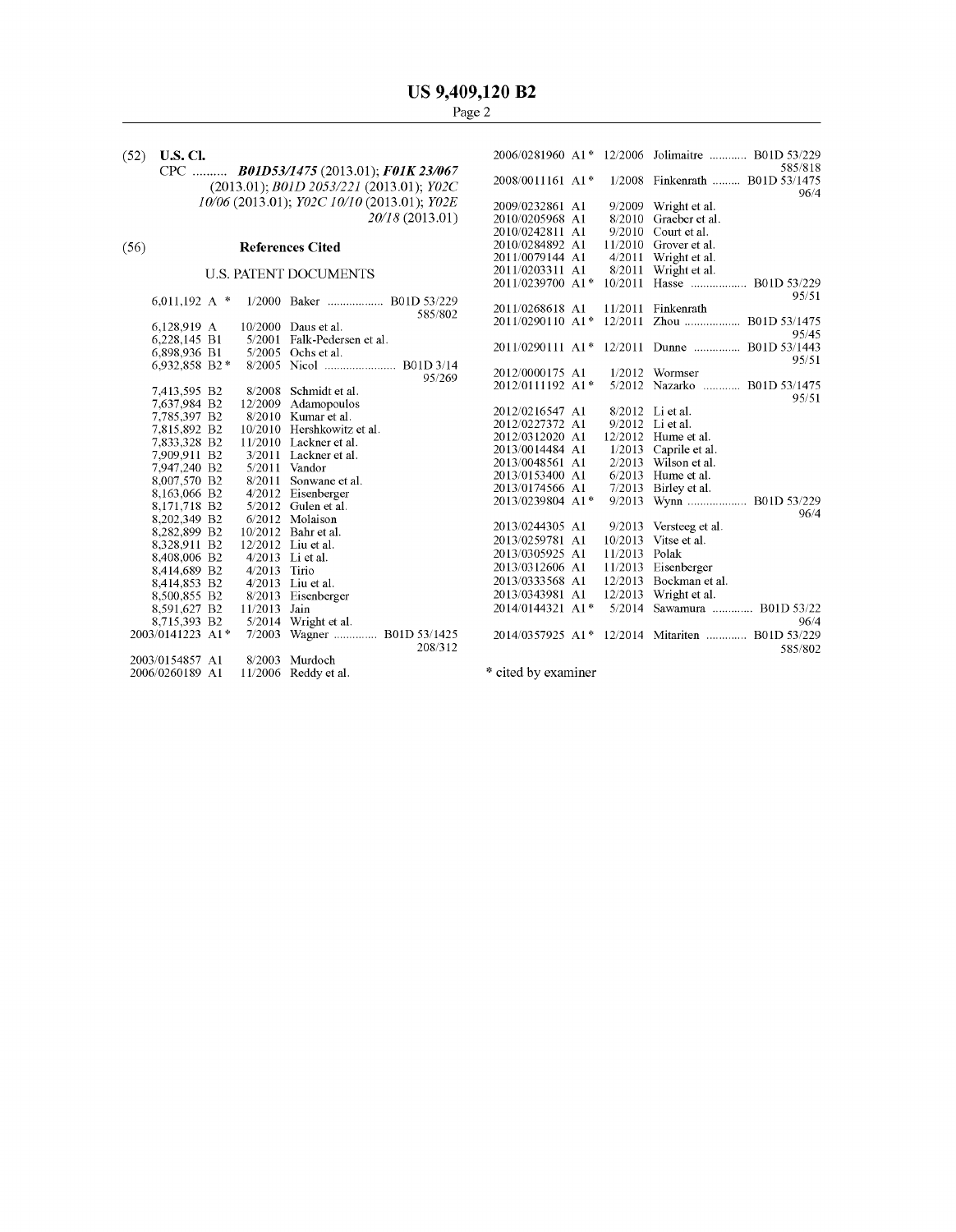(52) **U.S. Cl.**

CPC .......... ***B01D53/1475*** (2013.01); ***F01K 23/067*** (2013.01); *B01D 2053/221* (2013.01); *Y02C 10/06* (2013.01); *Y02C 10/10* (2013.01); *Y02E 20/18* (2013.01)

(56) **References Cited**

U.S. PATENT DOCUMENTS

| | | | |
|---|---|---|---|
| 6,011,192 A * | 1/2000 | Baker .................. | B01D 53/229 585/802 |
| 6,128,919 A | 10/2000 | Daus et al. | |
| 6,228,145 B1 | 5/2001 | Falk-Pedersen et al. | |
| 6,898,936 B1 | 5/2005 | Ochs et al. | |
| 6,932,858 B2 * | 8/2005 | Nicol ...................... | B01D 3/14 95/269 |
| 7,413,595 B2 | 8/2008 | Schmidt et al. | |
| 7,637,984 B2 | 12/2009 | Adamopoulos | |
| 7,785,397 B2 | 8/2010 | Kumar et al. | |
| 7,815,892 B2 | 10/2010 | Hershkowitz et al. | |
| 7,833,328 B2 | 11/2010 | Lackner et al. | |
| 7,909,911 B2 | 3/2011 | Lackner et al. | |
| 7,947,240 B2 | 5/2011 | Vandor | |
| 8,007,570 B2 | 8/2011 | Sonwane et al. | |
| 8,163,066 B2 | 4/2012 | Eisenberger | |
| 8,171,718 B2 | 5/2012 | Gulen et al. | |
| 8,202,349 B2 | 6/2012 | Molaison | |
| 8,282,899 B2 | 10/2012 | Bahr et al. | |
| 8,328,911 B2 | 12/2012 | Liu et al. | |
| 8,408,006 B2 | 4/2013 | Li et al. | |
| 8,414,689 B2 | 4/2013 | Tirio | |
| 8,414,853 B2 | 4/2013 | Liu et al. | |
| 8,500,855 B2 | 8/2013 | Eisenberger | |
| 8,591,627 B2 | 11/2013 | Jain | |
| 8,715,393 B2 | 5/2014 | Wright et al. | |
| 2003/0141223 A1 * | 7/2003 | Wagner ............. | B01D 53/1425 208/312 |
| 2003/0154857 A1 | 8/2003 | Murdoch | |
| 2006/0260189 A1 | 11/2006 | Reddy et al. | |
| 2006/0281960 A1 * | 12/2006 | Jolimaitre ........... | B01D 53/229 585/818 |
| 2008/0011161 A1 * | 1/2008 | Finkenrath ......... | B01D 53/1475 96/4 |
| 2009/0232861 A1 | 9/2009 | Wright et al. | |
| 2010/0205968 A1 | 8/2010 | Graeber et al. | |
| 2010/0242811 A1 | 9/2010 | Court et al. | |
| 2010/0284892 A1 | 11/2010 | Grover et al. | |
| 2011/0079144 A1 | 4/2011 | Wright et al. | |
| 2011/0203311 A1 | 8/2011 | Wright et al. | |
| 2011/0239700 A1 * | 10/2011 | Hasse .................. | B01D 53/229 95/51 |
| 2011/0268618 A1 | 11/2011 | Finkenrath | |
| 2011/0290110 A1 * | 12/2011 | Zhou .................. | B01D 53/1475 95/45 |
| 2011/0290111 A1 * | 12/2011 | Dunne ............... | B01D 53/1443 95/51 |
| 2012/0000175 A1 | 1/2012 | Wormser | |
| 2012/0111192 A1 * | 5/2012 | Nazarko ............ | B01D 53/1475 95/51 |
| 2012/0216547 A1 | 8/2012 | Li et al. | |
| 2012/0227372 A1 | 9/2012 | Li et al. | |
| 2012/0312020 A1 | 12/2012 | Hume et al. | |
| 2013/0014484 A1 | 1/2013 | Caprile et al. | |
| 2013/0048561 A1 | 2/2013 | Wilson et al. | |
| 2013/0153400 A1 | 6/2013 | Hume et al. | |
| 2013/0174566 A1 | 7/2013 | Birley et al. | |
| 2013/0239804 A1 * | 9/2013 | Wynn ................... | B01D 53/229 96/4 |
| 2013/0244305 A1 | 9/2013 | Versteeg et al. | |
| 2013/0259781 A1 | 10/2013 | Vitse et al. | |
| 2013/0305925 A1 | 11/2013 | Polak | |
| 2013/0312606 A1 | 11/2013 | Eisenberger | |
| 2013/0333568 A1 | 12/2013 | Bockman et al. | |
| 2013/0343981 A1 | 12/2013 | Wright et al. | |
| 2014/0144321 A1 * | 5/2014 | Sawamura ............. | B01D 53/22 96/4 |
| 2014/0357925 A1 * | 12/2014 | Mitariten ............. | B01D 53/229 585/802 |

\* cited by examiner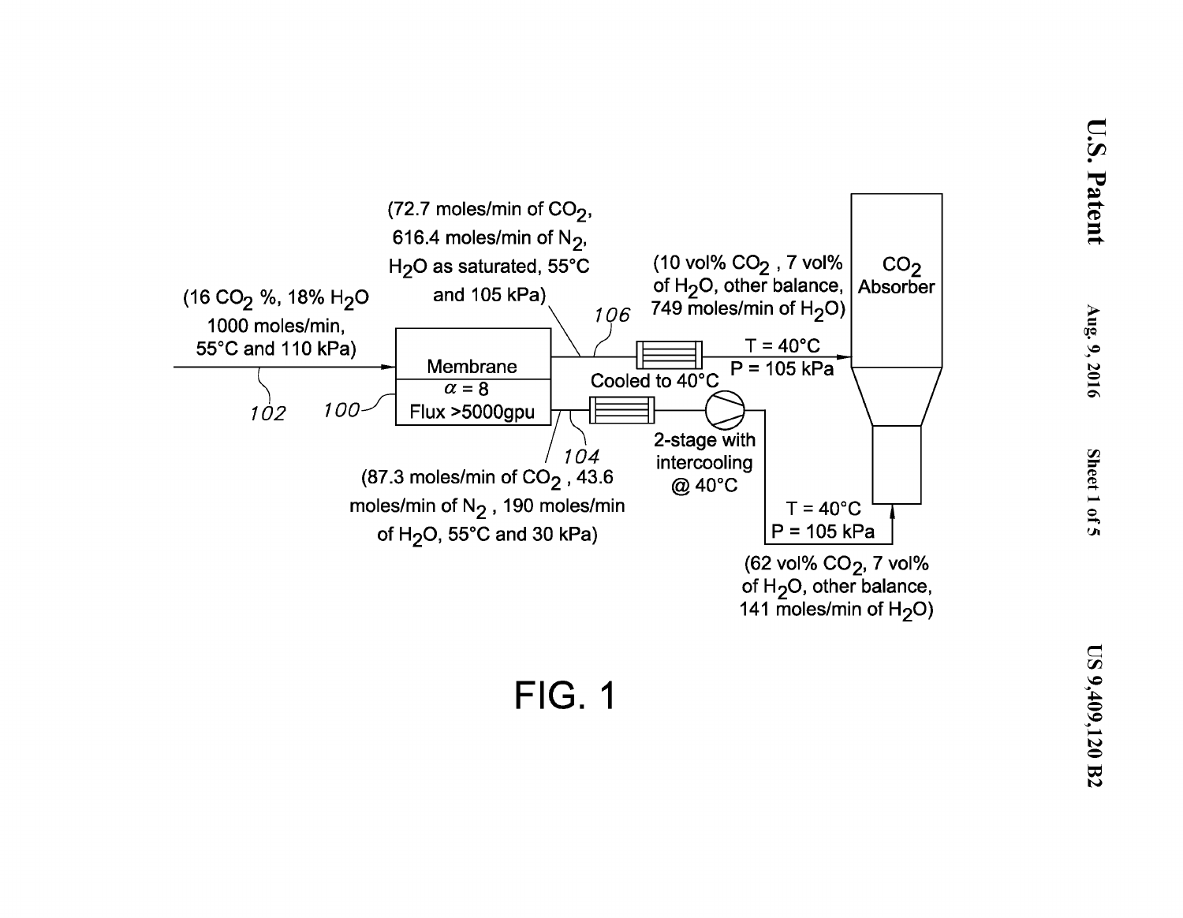(16 $CO_2$ %, 18% $H_2O$
1000 moles/min,
55°C and 110 kPa)

102

100

Membrane
$\alpha = 8$
Flux >5000gpu

(72.7 moles/min of $CO_2$,
616.4 moles/min of $N_2$,
$H_2O$ as saturated, 55°C
and 105 kPa)

106

(10 vol% $CO_2$ , 7 vol%
of $H_2O$, other balance,
749 moles/min of $H_2O$)

Cooled to 40°C

T = 40°C
P = 105 kPa

$CO_2$
Absorber

104

(87.3 moles/min of $CO_2$ , 43.6
moles/min of $N_2$ , 190 moles/min
of $H_2O$, 55°C and 30 kPa)

2-stage with
intercooling
@ 40°C

T = 40°C
P = 105 kPa

(62 vol% $CO_2$, 7 vol%
of $H_2O$, other balance,
141 moles/min of $H_2O$)

FIG. 1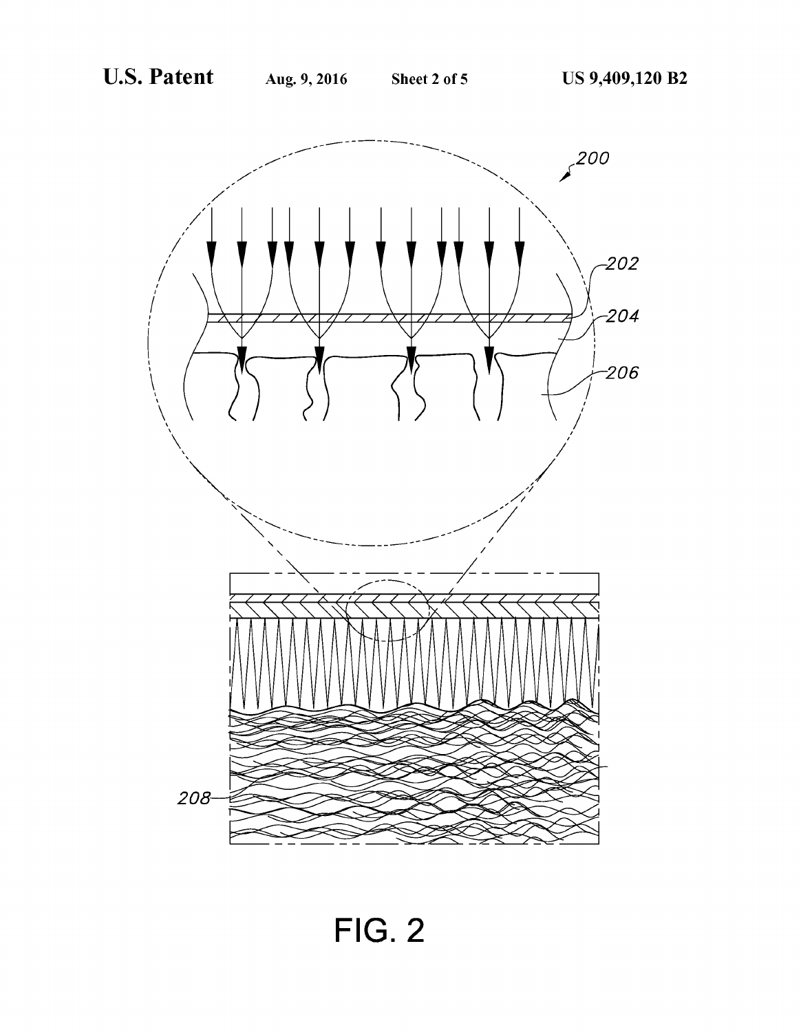FIG. 2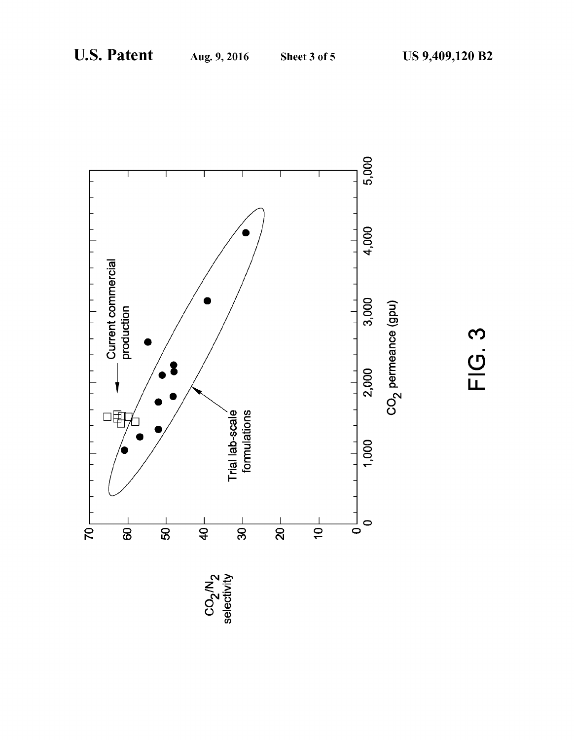FIG. 3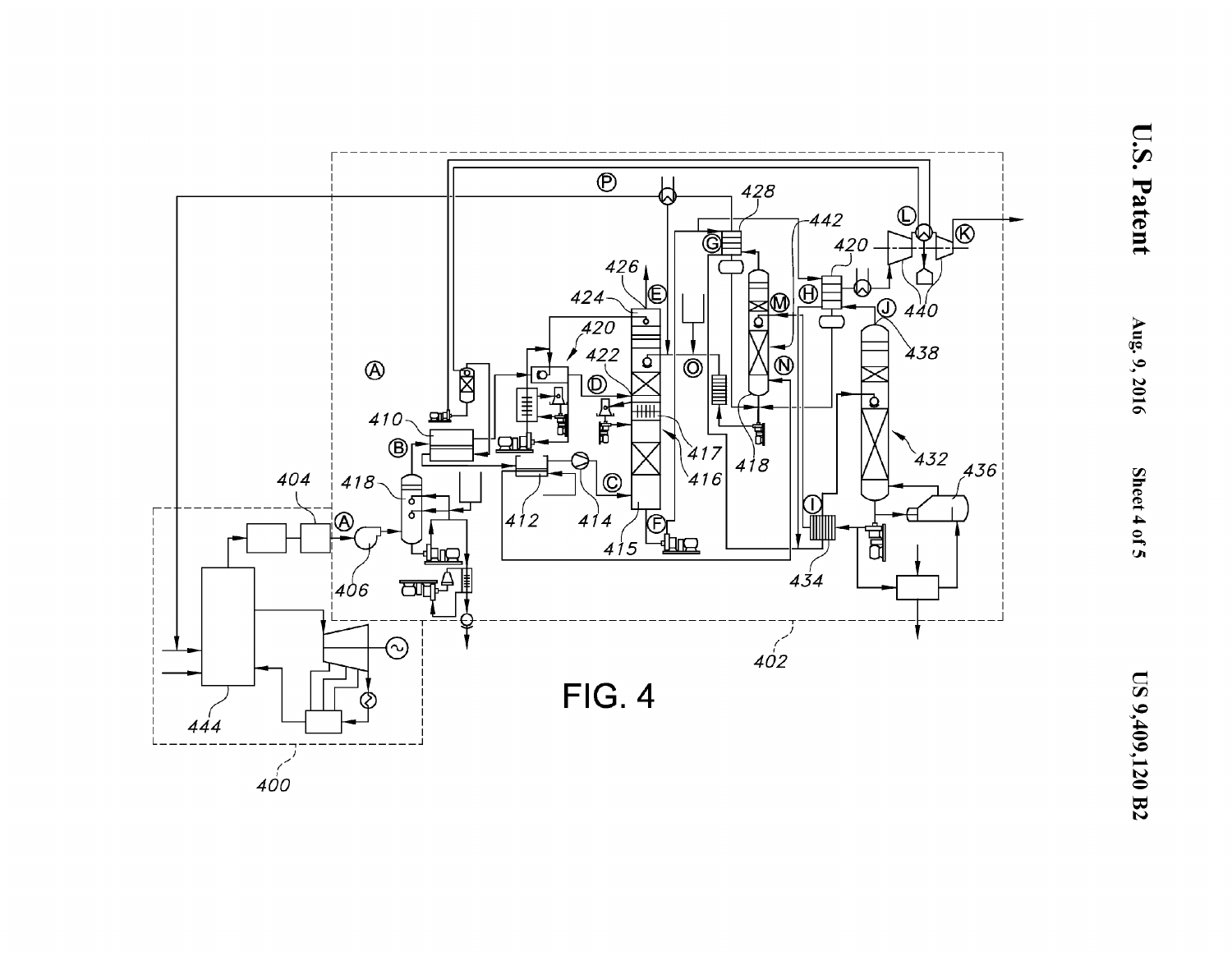FIG. 4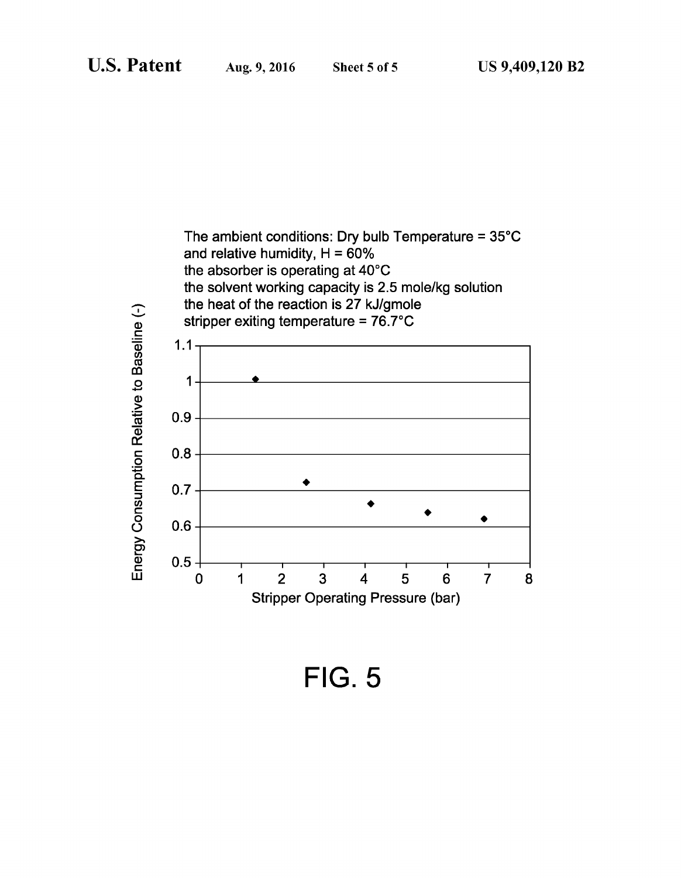The ambient conditions: Dry bulb Temperature = 35°C
and relative humidity, H = 60%
the absorber is operating at 40°C
the solvent working capacity is 2.5 mole/kg solution
the heat of the reaction is 27 kJ/gmole
stripper exiting temperature = 76.7°C

Energy Consumption Relative to Baseline (-)

1.1
1
0.9
0.8
0.7
0.6
0.5

0 1 2 3 4 5 6 7 8

Stripper Operating Pressure (bar)

FIG. 5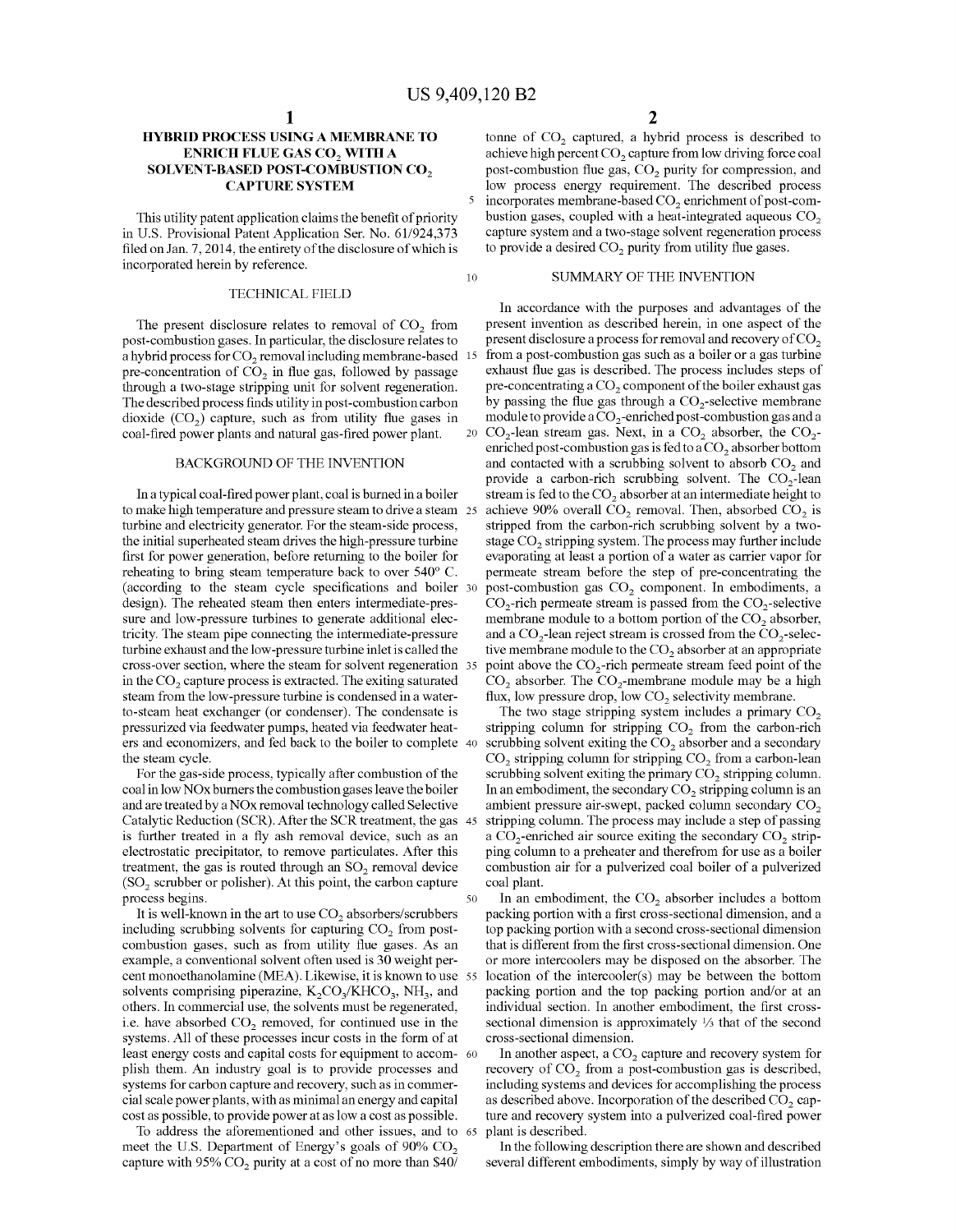# HYBRID PROCESS USING A MEMBRANE TO ENRICH FLUE GAS $CO_2$ WITH A SOLVENT-BASED POST-COMBUSTION $CO_2$ CAPTURE SYSTEM

This utility patent application claims the benefit of priority in U.S. Provisional Patent Application Ser. No. 61/924,373 filed on Jan. 7, 2014, the entirety of the disclosure of which is incorporated herein by reference.

## TECHNICAL FIELD

The present disclosure relates to removal of $CO_2$ from post-combustion gases. In particular, the disclosure relates to a hybrid process for $CO_2$ removal including membrane-based pre-concentration of $CO_2$ in flue gas, followed by passage through a two-stage stripping unit for solvent regeneration. The described process finds utility in post-combustion carbon dioxide ($CO_2$) capture, such as from utility flue gases in coal-fired power plants and natural gas-fired power plant.

## BACKGROUND OF THE INVENTION

In a typical coal-fired power plant, coal is burned in a boiler to make high temperature and pressure steam to drive a steam turbine and electricity generator. For the steam-side process, the initial superheated steam drives the high-pressure turbine first for power generation, before returning to the boiler for reheating to bring steam temperature back to over 540° C. (according to the steam cycle specifications and boiler design). The reheated steam then enters intermediate-pressure and low-pressure turbines to generate additional electricity. The steam pipe connecting the intermediate-pressure turbine exhaust and the low-pressure turbine inlet is called the cross-over section, where the steam for solvent regeneration in the $CO_2$ capture process is extracted. The exiting saturated steam from the low-pressure turbine is condensed in a water-to-steam heat exchanger (or condenser). The condensate is pressurized via feedwater pumps, heated via feedwater heaters and economizers, and fed back to the boiler to complete the steam cycle.

For the gas-side process, typically after combustion of the coal in low NOx burners the combustion gases leave the boiler and are treated by a NOx removal technology called Selective Catalytic Reduction (SCR). After the SCR treatment, the gas is further treated in a fly ash removal device, such as an electrostatic precipitator, to remove particulates. After this treatment, the gas is routed through an $SO_2$ removal device ($SO_2$ scrubber or polisher). At this point, the carbon capture process begins.

It is well-known in the art to use $CO_2$ absorbers/scrubbers including scrubbing solvents for capturing $CO_2$ from post-combustion gases, such as from utility flue gases. As an example, a conventional solvent often used is 30 weight percent monoethanolamine (MEA). Likewise, it is known to use solvents comprising piperazine, $K_2CO_3/KHCO_3$, $NH_3$, and others. In commercial use, the solvents must be regenerated, i.e. have absorbed $CO_2$ removed, for continued use in the systems. All of these processes incur costs in the form of at least energy costs and capital costs for equipment to accomplish them. An industry goal is to provide processes and systems for carbon capture and recovery, such as in commercial scale power plants, with as minimal an energy and capital cost as possible, to provide power at as low a cost as possible.

To address the aforementioned and other issues, and to meet the U.S. Department of Energy's goals of 90% $CO_2$ capture with 95% $CO_2$ purity at a cost of no more than $40/tonne of $CO_2$ captured, a hybrid process is described to achieve high percent $CO_2$ capture from low driving force coal post-combustion flue gas, $CO_2$ purity for compression, and low process energy requirement. The described process incorporates membrane-based $CO_2$ enrichment of post-combustion gases, coupled with a heat-integrated aqueous $CO_2$ capture system and a two-stage solvent regeneration process to provide a desired $CO_2$ purity from utility flue gases.

## SUMMARY OF THE INVENTION

In accordance with the purposes and advantages of the present invention as described herein, in one aspect of the present disclosure a process for removal and recovery of $CO_2$ from a post-combustion gas such as a boiler or a gas turbine exhaust flue gas is described. The process includes steps of pre-concentrating a $CO_2$ component of the boiler exhaust gas by passing the flue gas through a $CO_2$-selective membrane module to provide a $CO_2$-enriched post-combustion gas and a $CO_2$-lean stream gas. Next, in a $CO_2$ absorber, the $CO_2$-enriched post-combustion gas is fed to a $CO_2$ absorber bottom and contacted with a scrubbing solvent to absorb $CO_2$ and provide a carbon-rich scrubbing solvent. The $CO_2$-lean stream is fed to the $CO_2$ absorber at an intermediate height to achieve 90% overall $CO_2$ removal. Then, absorbed $CO_2$ is stripped from the carbon-rich scrubbing solvent by a two-stage $CO_2$ stripping system. The process may further include evaporating at least a portion of a water as carrier vapor for permeate stream before the step of pre-concentrating the post-combustion gas $CO_2$ component. In embodiments, a $CO_2$-rich permeate stream is passed from the $CO_2$-selective membrane module to a bottom portion of the $CO_2$ absorber, and a $CO_2$-lean reject stream is crossed from the $CO_2$-selective membrane module to the $CO_2$ absorber at an appropriate point above the $CO_2$-rich permeate stream feed point of the $CO_2$ absorber. The $CO_2$-membrane module may be a high flux, low pressure drop, low $CO_2$ selectivity membrane.

The two stage stripping system includes a primary $CO_2$ stripping column for stripping $CO_2$ from the carbon-rich scrubbing solvent exiting the $CO_2$ absorber and a secondary $CO_2$ stripping column for stripping $CO_2$ from a carbon-lean scrubbing solvent exiting the primary $CO_2$ stripping column. In an embodiment, the secondary $CO_2$ stripping column is an ambient pressure air-swept, packed column secondary $CO_2$ stripping column. The process may include a step of passing a $CO_2$-enriched air source exiting the secondary $CO_2$ stripping column to a preheater and therefrom for use as a boiler combustion air for a pulverized coal boiler of a pulverized coal plant.

In an embodiment, the $CO_2$ absorber includes a bottom packing portion with a first cross-sectional dimension, and a top packing portion with a second cross-sectional dimension that is different from the first cross-sectional dimension. One or more intercoolers may be disposed on the absorber. The location of the intercooler(s) may be between the bottom packing portion and the top packing portion and/or at an individual section. In another embodiment, the first cross-sectional dimension is approximately ⅓ that of the second cross-sectional dimension.

In another aspect, a $CO_2$ capture and recovery system for recovery of $CO_2$ from a post-combustion gas is described, including systems and devices for accomplishing the process as described above. Incorporation of the described $CO_2$ capture and recovery system into a pulverized coal-fired power plant is described.

In the following description there are shown and described several different embodiments, simply by way of illustration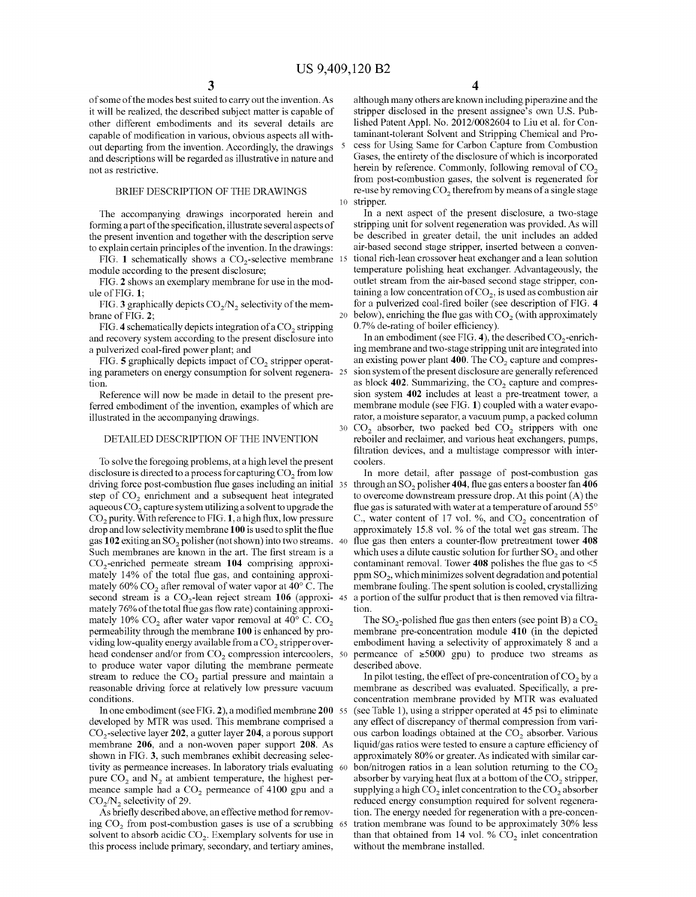of some of the modes best suited to carry out the invention. As it will be realized, the described subject matter is capable of other different embodiments and its several details are capable of modification in various, obvious aspects all without departing from the invention. Accordingly, the drawings and descriptions will be regarded as illustrative in nature and not as restrictive.

## BRIEF DESCRIPTION OF THE DRAWINGS

The accompanying drawings incorporated herein and forming a part of the specification, illustrate several aspects of the present invention and together with the description serve to explain certain principles of the invention. In the drawings:

FIG. **1** schematically shows a $CO_2$-selective membrane module according to the present disclosure;

FIG. **2** shows an exemplary membrane for use in the module of FIG. **1**;

FIG. **3** graphically depicts $CO_2/N_2$ selectivity of the membrane of FIG. **2**;

FIG. **4** schematically depicts integration of a $CO_2$ stripping and recovery system according to the present disclosure into a pulverized coal-fired power plant; and

FIG. **5** graphically depicts impact of $CO_2$ stripper operating parameters on energy consumption for solvent regeneration.

Reference will now be made in detail to the present preferred embodiment of the invention, examples of which are illustrated in the accompanying drawings.

## DETAILED DESCRIPTION OF THE INVENTION

To solve the foregoing problems, at a high level the present disclosure is directed to a process for capturing $CO_2$ from low driving force post-combustion flue gases including an initial step of $CO_2$ enrichment and a subsequent heat integrated aqueous $CO_2$ capture system utilizing a solvent to upgrade the $CO_2$ purity. With reference to FIG. **1**, a high flux, low pressure drop and low selectivity membrane **100** is used to split the flue gas **102** exiting an $SO_2$ polisher (not shown) into two streams. Such membranes are known in the art. The first stream is a $CO_2$-enriched permeate stream **104** comprising approximately 14% of the total flue gas, and containing approximately 60% $CO_2$ after removal of water vapor at 40° C. The second stream is a $CO_2$-lean reject stream **106** (approximately 76% of the total flue gas flow rate) containing approximately 10% $CO_2$ after water vapor removal at 40° C. $CO_2$ permeability through the membrane **100** is enhanced by providing low-quality energy available from a $CO_2$ stripper overhead condenser and/or from $CO_2$ compression intercoolers, to produce water vapor diluting the membrane permeate stream to reduce the $CO_2$ partial pressure and maintain a reasonable driving force at relatively low pressure vacuum conditions.

In one embodiment (see FIG. **2**), a modified membrane **200** developed by MTR was used. This membrane comprised a $CO_2$-selective layer **202**, a gutter layer **204**, a porous support membrane **206**, and a non-woven paper support **208**. As shown in FIG. **3**, such membranes exhibit decreasing selectivity as permeance increases. In laboratory trials evaluating pure $CO_2$ and $N_2$ at ambient temperature, the highest permeance sample had a $CO_2$ permeance of 4100 gpu and a $CO_2/N_2$ selectivity of 29.

As briefly described above, an effective method for removing $CO_2$ from post-combustion gases is use of a scrubbing solvent to absorb acidic $CO_2$. Exemplary solvents for use in this process include primary, secondary, and tertiary amines, although many others are known including piperazine and the stripper disclosed in the present assignee's own U.S. Published Patent Appl. No. 2012/0082604 to Liu et al. for Contaminant-tolerant Solvent and Stripping Chemical and Process for Using Same for Carbon Capture from Combustion Gases, the entirety of the disclosure of which is incorporated herein by reference. Commonly, following removal of $CO_2$ from post-combustion gases, the solvent is regenerated for re-use by removing $CO_2$ therefrom by means of a single stage stripper.

In a next aspect of the present disclosure, a two-stage stripping unit for solvent regeneration was provided. As will be described in greater detail, the unit includes an added air-based second stage stripper, inserted between a conventional rich-lean crossover heat exchanger and a lean solution temperature polishing heat exchanger. Advantageously, the outlet stream from the air-based second stage stripper, containing a low concentration of $CO_2$, is used as combustion air for a pulverized coal-fired boiler (see description of FIG. **4** below), enriching the flue gas with $CO_2$ (with approximately 0.7% de-rating of boiler efficiency).

In an embodiment (see FIG. **4**), the described $CO_2$-enriching membrane and two-stage stripping unit are integrated into an existing power plant **400**. The $CO_2$ capture and compression system of the present disclosure are generally referenced as block **402**. Summarizing, the $CO_2$ capture and compression system **402** includes at least a pre-treatment tower, a membrane module (see FIG. **1**) coupled with a water evaporator, a moisture separator, a vacuum pump, a packed column $CO_2$ absorber, two packed bed $CO_2$ strippers with one reboiler and reclaimer, and various heat exchangers, pumps, filtration devices, and a multistage compressor with intercoolers.

In more detail, after passage of post-combustion gas through an $SO_2$ polisher **404**, flue gas enters a booster fan **406** to overcome downstream pressure drop. At this point (A) the flue gas is saturated with water at a temperature of around 55° C., water content of 17 vol. %, and $CO_2$ concentration of approximately 15.8 vol. % of the total wet gas stream. The flue gas then enters a counter-flow pretreatment tower **408** which uses a dilute caustic solution for further $SO_2$ and other contaminant removal. Tower **408** polishes the flue gas to <5 ppm $SO_2$, which minimizes solvent degradation and potential membrane fouling. The spent solution is cooled, crystallizing a portion of the sulfur product that is then removed via filtration.

The $SO_2$-polished flue gas then enters (see point B) a $CO_2$ membrane pre-concentration module **410** (in the depicted embodiment having a selectivity of approximately 8 and a permeance of ≥5000 gpu) to produce two streams as described above.

In pilot testing, the effect of pre-concentration of $CO_2$ by a membrane as described was evaluated. Specifically, a pre-concentration membrane provided by MTR was evaluated (see Table 1), using a stripper operated at 45 psi to eliminate any effect of discrepancy of thermal compression from various carbon loadings obtained at the $CO_2$ absorber. Various liquid/gas ratios were tested to ensure a capture efficiency of approximately 80% or greater. As indicated with similar carbon/nitrogen ratios in a lean solution returning to the $CO_2$ absorber by varying heat flux at a bottom of the $CO_2$ stripper, supplying a high $CO_2$ inlet concentration to the $CO_2$ absorber reduced energy consumption required for solvent regeneration. The energy needed for regeneration with a pre-concentration membrane was found to be approximately 30% less than that obtained from 14 vol. % $CO_2$ inlet concentration without the membrane installed.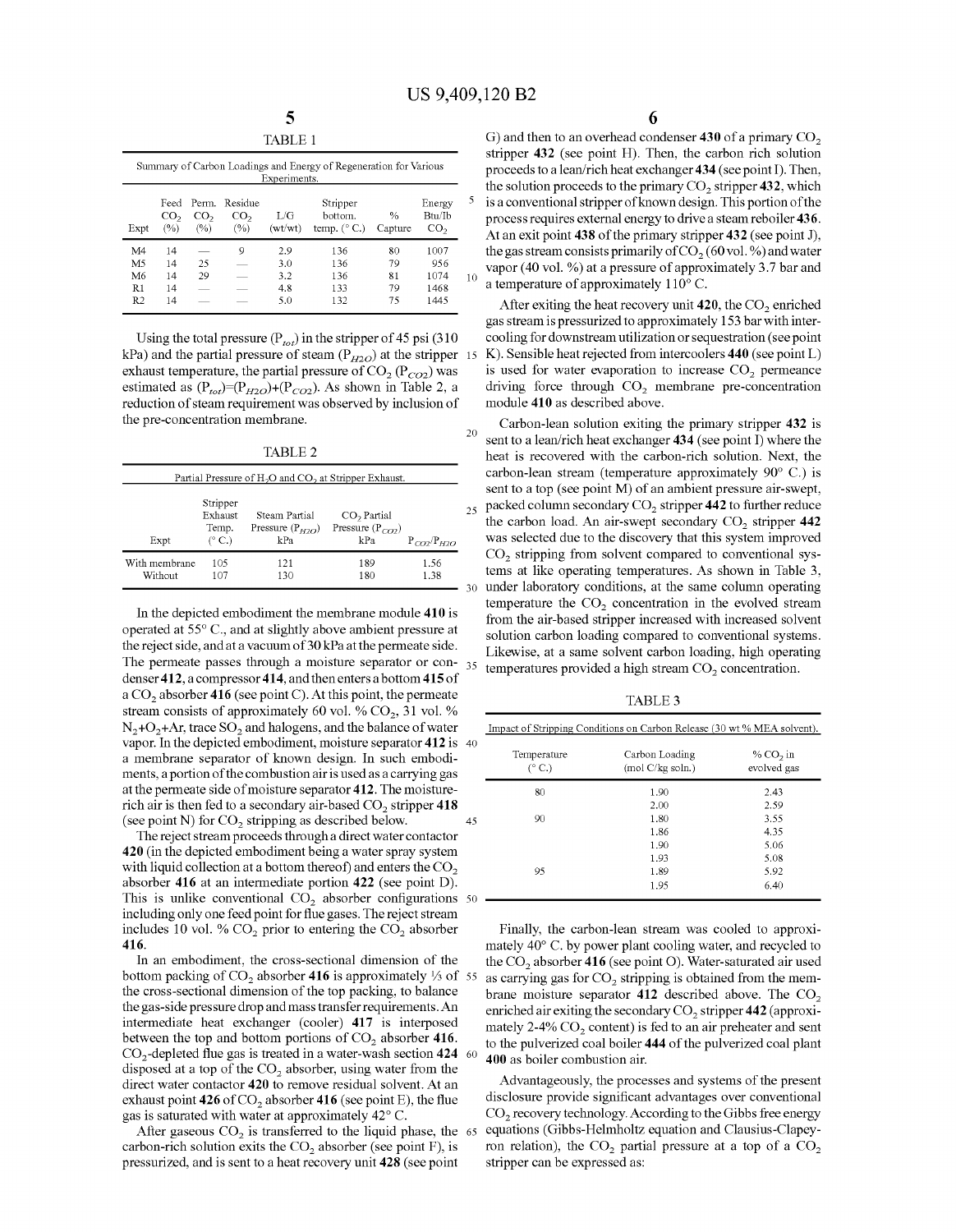TABLE 1

Summary of Carbon Loadings and Energy of Regeneration for Various Experiments.

| Expt | Feed $CO_2$ (%) | Perm. $CO_2$ (%) | Residue $CO_2$ (%) | L/G (wt/wt) | Stripper bottom. temp. (° C.) | % Capture | Energy Btu/lb $CO_2$ |
|---|---|---|---|---|---|---|---|
| M4 | 14 | — | 9 | 2.9 | 136 | 80 | 1007 |
| M5 | 14 | 25 | — | 3.0 | 136 | 79 | 956 |
| M6 | 14 | 29 | — | 3.2 | 136 | 81 | 1074 |
| R1 | 14 | — | — | 4.8 | 133 | 79 | 1468 |
| R2 | 14 | — | — | 5.0 | 132 | 75 | 1445 |

Using the total pressure ($P_{tot}$) in the stripper of 45 psi (310 kPa) and the partial pressure of steam ($P_{H2O}$) at the stripper exhaust temperature, the partial pressure of $CO_2$ ($P_{CO2}$) was estimated as ($P_{tot}$)=($P_{H2O}$)+($P_{CO2}$). As shown in Table 2, a reduction of steam requirement was observed by inclusion of the pre-concentration membrane.

TABLE 2

Partial Pressure of $H_2O$ and $CO_2$ at Stripper Exhaust.

| Expt | Stripper Exhaust Temp. (° C.) | Steam Partial Pressure ($P_{H2O}$) kPa | $CO_2$ Partial Pressure ($P_{CO2}$) kPa | $P_{CO2}/P_{H2O}$ |
|---|---|---|---|---|
| With membrane | 105 | 121 | 189 | 1.56 |
| Without | 107 | 130 | 180 | 1.38 |

In the depicted embodiment the membrane module **410** is operated at 55° C., and at slightly above ambient pressure at the reject side, and at a vacuum of 30 kPa at the permeate side. The permeate passes through a moisture separator or condenser **412**, a compressor **414**, and then enters a bottom **415** of a $CO_2$ absorber **416** (see point C). At this point, the permeate stream consists of approximately 60 vol. % $CO_2$, 31 vol. % $N_2$+$O_2$+Ar, trace $SO_2$ and halogens, and the balance of water vapor. In the depicted embodiment, moisture separator **412** is a membrane separator of known design. In such embodiments, a portion of the combustion air is used as a carrying gas at the permeate side of moisture separator **412**. The moisture-rich air is then fed to a secondary air-based $CO_2$ stripper **418** (see point N) for $CO_2$ stripping as described below.

The reject stream proceeds through a direct water contactor **420** (in the depicted embodiment being a water spray system with liquid collection at a bottom thereof) and enters the $CO_2$ absorber **416** at an intermediate portion **422** (see point D). This is unlike conventional $CO_2$ absorber configurations including only one feed point for flue gases. The reject stream includes 10 vol. % $CO_2$ prior to entering the $CO_2$ absorber **416**.

In an embodiment, the cross-sectional dimension of the bottom packing of $CO_2$ absorber **416** is approximately ⅓ of the cross-sectional dimension of the top packing, to balance the gas-side pressure drop and mass transfer requirements. An intermediate heat exchanger (cooler) **417** is interposed between the top and bottom portions of $CO_2$ absorber **416**. $CO_2$-depleted flue gas is treated in a water-wash section **424** disposed at a top of the $CO_2$ absorber, using water from the direct water contactor **420** to remove residual solvent. At an exhaust point **426** of $CO_2$ absorber **416** (see point E), the flue gas is saturated with water at approximately 42° C.

After gaseous $CO_2$ is transferred to the liquid phase, the carbon-rich solution exits the $CO_2$ absorber (see point F), is pressurized, and is sent to a heat recovery unit **428** (see point G) and then to an overhead condenser **430** of a primary $CO_2$ stripper **432** (see point H). Then, the carbon rich solution proceeds to a lean/rich heat exchanger **434** (see point I). Then, the solution proceeds to the primary $CO_2$ stripper **432**, which is a conventional stripper of known design. This portion of the process requires external energy to drive a steam reboiler **436**. At an exit point **438** of the primary stripper **432** (see point J), the gas stream consists primarily of $CO_2$ (60 vol. %) and water vapor (40 vol. %) at a pressure of approximately 3.7 bar and a temperature of approximately 110° C.

After exiting the heat recovery unit **420**, the $CO_2$ enriched gas stream is pressurized to approximately 153 bar with intercooling for downstream utilization or sequestration (see point K). Sensible heat rejected from intercoolers **440** (see point L) is used for water evaporation to increase $CO_2$ permeance driving force through $CO_2$ membrane pre-concentration module **410** as described above.

Carbon-lean solution exiting the primary stripper **432** is sent to a lean/rich heat exchanger **434** (see point I) where the heat is recovered with the carbon-rich solution. Next, the carbon-lean stream (temperature approximately 90° C.) is sent to a top (see point M) of an ambient pressure air-swept, packed column secondary $CO_2$ stripper **442** to further reduce the carbon load. An air-swept secondary $CO_2$ stripper **442** was selected due to the discovery that this system improved $CO_2$ stripping from solvent compared to conventional systems at like operating temperatures. As shown in Table 3, under laboratory conditions, at the same column operating temperature the $CO_2$ concentration in the evolved stream from the air-based stripper increased with increased solvent solution carbon loading compared to conventional systems. Likewise, at a same solvent carbon loading, high operating temperatures provided a high stream $CO_2$ concentration.

TABLE 3

Impact of Stripping Conditions on Carbon Release (30 wt % MEA solvent).

| Temperature (° C.) | Carbon Loading (mol C/kg soln.) | % $CO_2$ in evolved gas |
|---|---|---|
| 80 | 1.90 | 2.43 |
| | 2.00 | 2.59 |
| 90 | 1.80 | 3.55 |
| | 1.86 | 4.35 |
| | 1.90 | 5.06 |
| | 1.93 | 5.08 |
| 95 | 1.89 | 5.92 |
| | 1.95 | 6.40 |

Finally, the carbon-lean stream was cooled to approximately 40° C. by power plant cooling water, and recycled to the $CO_2$ absorber **416** (see point O). Water-saturated air used as carrying gas for $CO_2$ stripping is obtained from the membrane moisture separator **412** described above. The $CO_2$ enriched air exiting the secondary $CO_2$ stripper **442** (approximately 2-4% $CO_2$ content) is fed to an air preheater and sent to the pulverized coal boiler **444** of the pulverized coal plant **400** as boiler combustion air.

Advantageously, the processes and systems of the present disclosure provide significant advantages over conventional $CO_2$ recovery technology. According to the Gibbs free energy equations (Gibbs-Helmholtz equation and Clausius-Clapeyron relation), the $CO_2$ partial pressure at a top of a $CO_2$ stripper can be expressed as: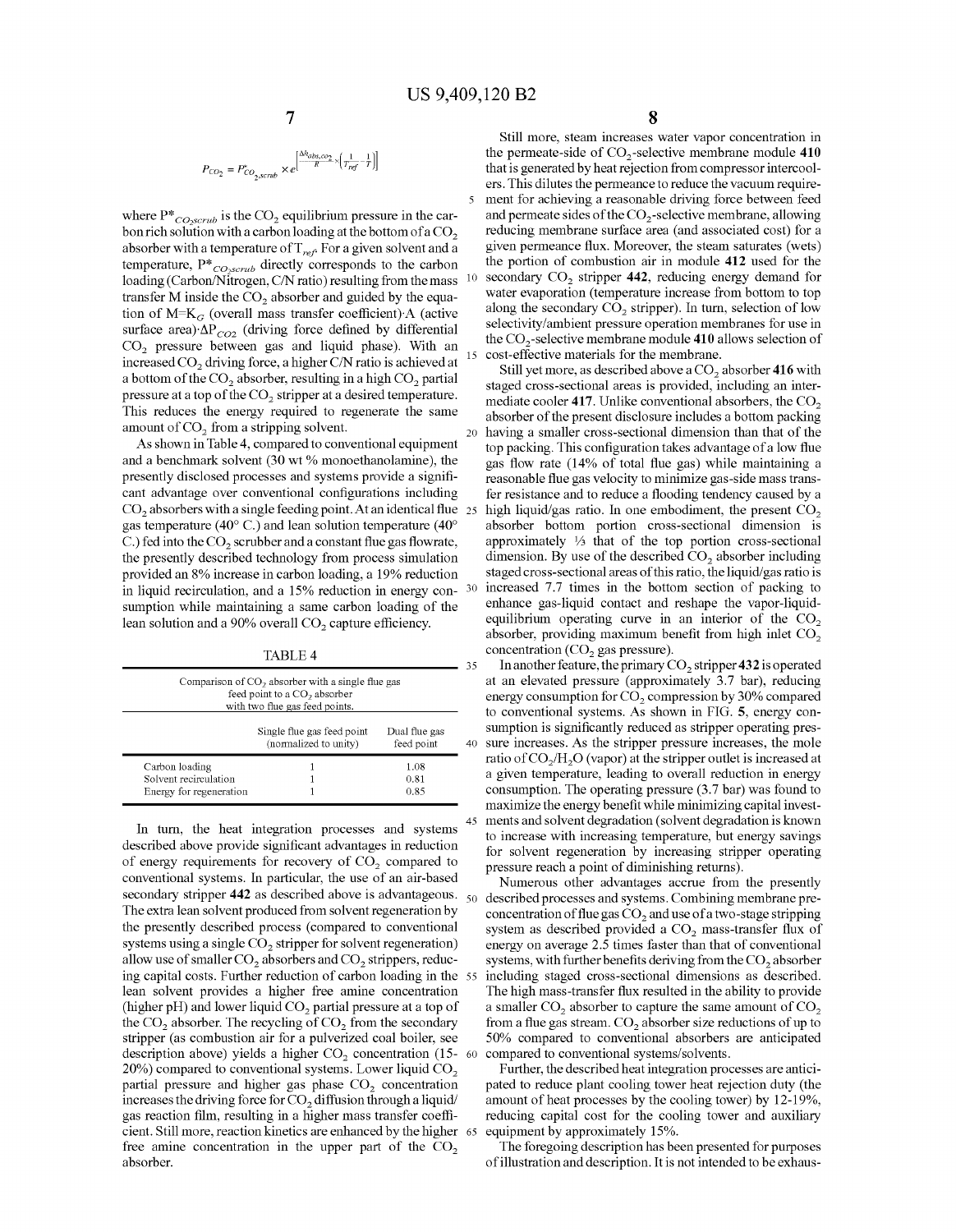$$P_{CO_2} = P^*_{CO_2,scrub} \times e^{\left[\frac{\Delta h_{abs,co_2}}{R} \times \left(\frac{1}{T_{ref}} - \frac{1}{T}\right)\right]}$$

where $P^*_{CO_2scrub}$ is the $CO_2$ equilibrium pressure in the carbon rich solution with a carbon loading at the bottom of a $CO_2$ absorber with a temperature of $T_{ref}$. For a given solvent and a temperature, $P^*_{CO_2scrub}$ directly corresponds to the carbon loading (Carbon/Nitrogen, C/N ratio) resulting from the mass transfer M inside the $CO_2$ absorber and guided by the equation of $M=K_G$ (overall mass transfer coefficient)·A (active surface area)·$\Delta P_{CO_2}$ (driving force defined by differential $CO_2$ pressure between gas and liquid phase). With an increased $CO_2$ driving force, a higher C/N ratio is achieved at a bottom of the $CO_2$ absorber, resulting in a high $CO_2$ partial pressure at a top of the $CO_2$ stripper at a desired temperature. This reduces the energy required to regenerate the same amount of $CO_2$ from a stripping solvent.

As shown in Table 4, compared to conventional equipment and a benchmark solvent (30 wt % monoethanolamine), the presently disclosed processes and systems provide a significant advantage over conventional configurations including $CO_2$ absorbers with a single feeding point. At an identical flue gas temperature (40° C.) and lean solution temperature (40° C.) fed into the $CO_2$ scrubber and a constant flue gas flowrate, the presently described technology from process simulation provided an 8% increase in carbon loading, a 19% reduction in liquid recirculation, and a 15% reduction in energy consumption while maintaining a same carbon loading of the lean solution and a 90% overall $CO_2$ capture efficiency.

TABLE 4

Comparison of $CO_2$ absorber with a single flue gas feed point to a $CO_2$ absorber with two flue gas feed points.

| | Single flue gas feed point (normalized to unity) | Dual flue gas feed point |
|---|---|---|
| Carbon loading | 1 | 1.08 |
| Solvent recirculation | 1 | 0.81 |
| Energy for regeneration | 1 | 0.85 |

In turn, the heat integration processes and systems described above provide significant advantages in reduction of energy requirements for recovery of $CO_2$ compared to conventional systems. In particular, the use of an air-based secondary stripper **442** as described above is advantageous. The extra lean solvent produced from solvent regeneration by the presently described process (compared to conventional systems using a single $CO_2$ stripper for solvent regeneration) allow use of smaller $CO_2$ absorbers and $CO_2$ strippers, reducing capital costs. Further reduction of carbon loading in the lean solvent provides a higher free amine concentration (higher pH) and lower liquid $CO_2$ partial pressure at a top of the $CO_2$ absorber. The recycling of $CO_2$ from the secondary stripper (as combustion air for a pulverized coal boiler, see description above) yields a higher $CO_2$ concentration (15-20%) compared to conventional systems. Lower liquid $CO_2$ partial pressure and higher gas phase $CO_2$ concentration increases the driving force for $CO_2$ diffusion through a liquid/gas reaction film, resulting in a higher mass transfer coefficient. Still more, reaction kinetics are enhanced by the higher free amine concentration in the upper part of the $CO_2$ absorber.

Still more, steam increases water vapor concentration in the permeate-side of $CO_2$-selective membrane module **410** that is generated by heat rejection from compressor intercoolers. This dilutes the permeance to reduce the vacuum requirement for achieving a reasonable driving force between feed and permeate sides of the $CO_2$-selective membrane, allowing reducing membrane surface area (and associated cost) for a given permeance flux. Moreover, the steam saturates (wets) the portion of combustion air in module **412** used for the secondary $CO_2$ stripper **442**, reducing energy demand for water evaporation (temperature increase from bottom to top along the secondary $CO_2$ stripper). In turn, selection of low selectivity/ambient pressure operation membranes for use in the $CO_2$-selective membrane module **410** allows selection of cost-effective materials for the membrane.

Still yet more, as described above a $CO_2$ absorber **416** with staged cross-sectional areas is provided, including an intermediate cooler **417**. Unlike conventional absorbers, the $CO_2$ absorber of the present disclosure includes a bottom packing having a smaller cross-sectional dimension than that of the top packing. This configuration takes advantage of a low flue gas flow rate (14% of total flue gas) while maintaining a reasonable flue gas velocity to minimize gas-side mass transfer resistance and to reduce a flooding tendency caused by a high liquid/gas ratio. In one embodiment, the present $CO_2$ absorber bottom portion cross-sectional dimension is approximately ⅓ that of the top portion cross-sectional dimension. By use of the described $CO_2$ absorber including staged cross-sectional areas of this ratio, the liquid/gas ratio is increased 7.7 times in the bottom section of packing to enhance gas-liquid contact and reshape the vapor-liquid-equilibrium operating curve in an interior of the $CO_2$ absorber, providing maximum benefit from high inlet $CO_2$ concentration ($CO_2$ gas pressure).

In another feature, the primary $CO_2$ stripper **432** is operated at an elevated pressure (approximately 3.7 bar), reducing energy consumption for $CO_2$ compression by 30% compared to conventional systems. As shown in FIG. **5**, energy consumption is significantly reduced as stripper operating pressure increases. As the stripper pressure increases, the mole ratio of $CO_2/H_2O$ (vapor) at the stripper outlet is increased at a given temperature, leading to overall reduction in energy consumption. The operating pressure (3.7 bar) was found to maximize the energy benefit while minimizing capital investments and solvent degradation (solvent degradation is known to increase with increasing temperature, but energy savings for solvent regeneration by increasing stripper operating pressure reach a point of diminishing returns).

Numerous other advantages accrue from the presently described processes and systems. Combining membrane pre-concentration of flue gas $CO_2$ and use of a two-stage stripping system as described provided a $CO_2$ mass-transfer flux of energy on average 2.5 times faster than that of conventional systems, with further benefits deriving from the $CO_2$ absorber including staged cross-sectional dimensions as described. The high mass-transfer flux resulted in the ability to provide a smaller $CO_2$ absorber to capture the same amount of $CO_2$ from a flue gas stream. $CO_2$ absorber size reductions of up to 50% compared to conventional absorbers are anticipated compared to conventional systems/solvents.

Further, the described heat integration processes are anticipated to reduce plant cooling tower heat rejection duty (the amount of heat processes by the cooling tower) by 12-19%, reducing capital cost for the cooling tower and auxiliary equipment by approximately 15%.

The foregoing description has been presented for purposes of illustration and description. It is not intended to be exhaus-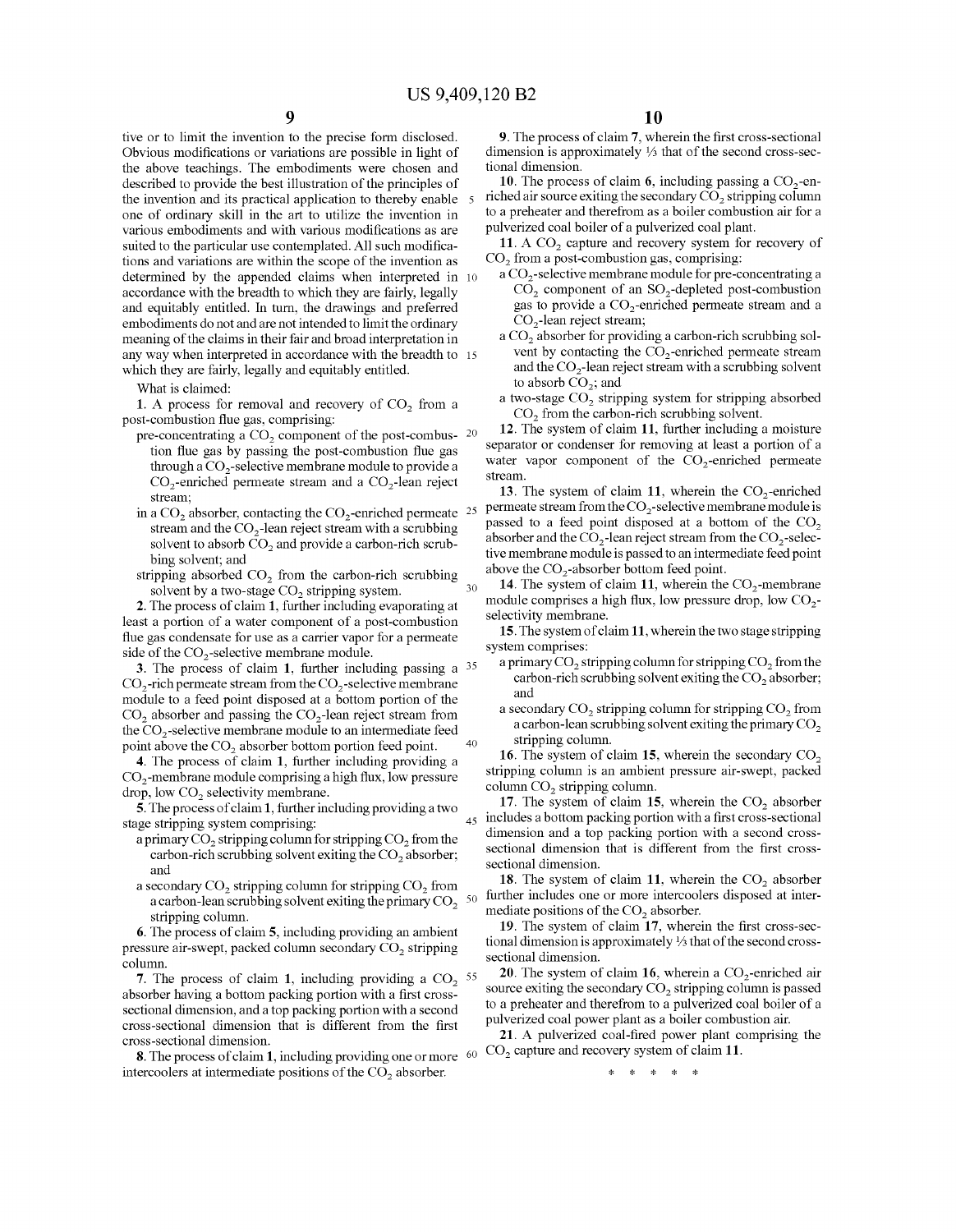tive or to limit the invention to the precise form disclosed. Obvious modifications or variations are possible in light of the above teachings. The embodiments were chosen and described to provide the best illustration of the principles of the invention and its practical application to thereby enable one of ordinary skill in the art to utilize the invention in various embodiments and with various modifications as are suited to the particular use contemplated. All such modifications and variations are within the scope of the invention as determined by the appended claims when interpreted in accordance with the breadth to which they are fairly, legally and equitably entitled. In turn, the drawings and preferred embodiments do not and are not intended to limit the ordinary meaning of the claims in their fair and broad interpretation in any way when interpreted in accordance with the breadth to which they are fairly, legally and equitably entitled.

What is claimed:

1. A process for removal and recovery of $CO_2$ from a post-combustion flue gas, comprising:
   - pre-concentrating a $CO_2$ component of the post-combustion flue gas by passing the post-combustion flue gas through a $CO_2$-selective membrane module to provide a $CO_2$-enriched permeate stream and a $CO_2$-lean reject stream;
   - in a $CO_2$ absorber, contacting the $CO_2$-enriched permeate stream and the $CO_2$-lean reject stream with a scrubbing solvent to absorb $CO_2$ and provide a carbon-rich scrubbing solvent; and
   - stripping absorbed $CO_2$ from the carbon-rich scrubbing solvent by a two-stage $CO_2$ stripping system.

2. The process of claim 1, further including evaporating at least a portion of a water component of a post-combustion flue gas condensate for use as a carrier vapor for a permeate side of the $CO_2$-selective membrane module.

3. The process of claim 1, further including passing a $CO_2$-rich permeate stream from the $CO_2$-selective membrane module to a feed point disposed at a bottom portion of the $CO_2$ absorber and passing the $CO_2$-lean reject stream from the $CO_2$-selective membrane module to an intermediate feed point above the $CO_2$ absorber bottom portion feed point.

4. The process of claim 1, further including providing a $CO_2$-membrane module comprising a high flux, low pressure drop, low $CO_2$ selectivity membrane.

5. The process of claim 1, further including providing a two stage stripping system comprising:
   - a primary $CO_2$ stripping column for stripping $CO_2$ from the carbon-rich scrubbing solvent exiting the $CO_2$ absorber; and
   - a secondary $CO_2$ stripping column for stripping $CO_2$ from a carbon-lean scrubbing solvent exiting the primary $CO_2$ stripping column.

6. The process of claim 5, including providing an ambient pressure air-swept, packed column secondary $CO_2$ stripping column.

7. The process of claim 1, including providing a $CO_2$ absorber having a bottom packing portion with a first cross-sectional dimension, and a top packing portion with a second cross-sectional dimension that is different from the first cross-sectional dimension.

8. The process of claim 1, including providing one or more intercoolers at intermediate positions of the $CO_2$ absorber.

9. The process of claim 7, wherein the first cross-sectional dimension is approximately ⅓ that of the second cross-sectional dimension.

10. The process of claim 6, including passing a $CO_2$-enriched air source exiting the secondary $CO_2$ stripping column to a preheater and therefrom as a boiler combustion air for a pulverized coal boiler of a pulverized coal plant.

11. A $CO_2$ capture and recovery system for recovery of $CO_2$ from a post-combustion gas, comprising:
   - a $CO_2$-selective membrane module for pre-concentrating a $CO_2$ component of an $SO_2$-depleted post-combustion gas to provide a $CO_2$-enriched permeate stream and a $CO_2$-lean reject stream;
   - a $CO_2$ absorber for providing a carbon-rich scrubbing solvent by contacting the $CO_2$-enriched permeate stream and the $CO_2$-lean reject stream with a scrubbing solvent to absorb $CO_2$; and
   - a two-stage $CO_2$ stripping system for stripping absorbed $CO_2$ from the carbon-rich scrubbing solvent.

12. The system of claim 11, further including a moisture separator or condenser for removing at least a portion of a water vapor component of the $CO_2$-enriched permeate stream.

13. The system of claim 11, wherein the $CO_2$-enriched permeate stream from the $CO_2$-selective membrane module is passed to a feed point disposed at a bottom of the $CO_2$ absorber and the $CO_2$-lean reject stream from the $CO_2$-selective membrane module is passed to an intermediate feed point above the $CO_2$-absorber bottom feed point.

14. The system of claim 11, wherein the $CO_2$-membrane module comprises a high flux, low pressure drop, low $CO_2$-selectivity membrane.

15. The system of claim 11, wherein the two stage stripping system comprises:
   - a primary $CO_2$ stripping column for stripping $CO_2$ from the carbon-rich scrubbing solvent exiting the $CO_2$ absorber; and
   - a secondary $CO_2$ stripping column for stripping $CO_2$ from a carbon-lean scrubbing solvent exiting the primary $CO_2$ stripping column.

16. The system of claim 15, wherein the secondary $CO_2$ stripping column is an ambient pressure air-swept, packed column $CO_2$ stripping column.

17. The system of claim 15, wherein the $CO_2$ absorber includes a bottom packing portion with a first cross-sectional dimension and a top packing portion with a second cross-sectional dimension that is different from the first cross-sectional dimension.

18. The system of claim 11, wherein the $CO_2$ absorber further includes one or more intercoolers disposed at intermediate positions of the $CO_2$ absorber.

19. The system of claim 17, wherein the first cross-sectional dimension is approximately ⅓ that of the second cross-sectional dimension.

20. The system of claim 16, wherein a $CO_2$-enriched air source exiting the secondary $CO_2$ stripping column is passed to a preheater and therefrom to a pulverized coal boiler of a pulverized coal power plant as a boiler combustion air.

21. A pulverized coal-fired power plant comprising the $CO_2$ capture and recovery system of claim 11.

* * * * *